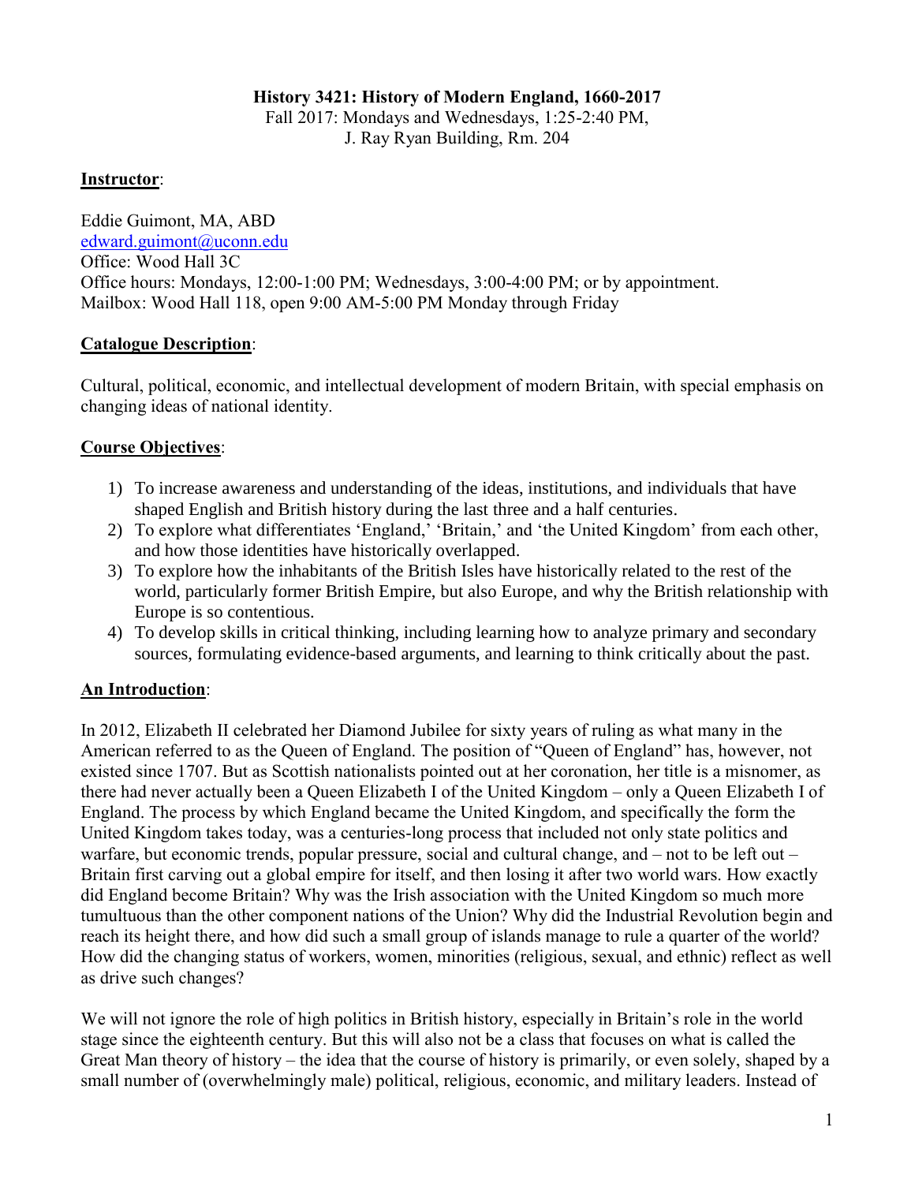**History 3421: History of Modern England, 1660-2017**

Fall 2017: Mondays and Wednesdays, 1:25-2:40 PM,
J. Ray Ryan Building, Rm. 204

## Instructor:

Eddie Guimont, MA, ABD
edward.guimont@uconn.edu
Office: Wood Hall 3C
Office hours: Mondays, 12:00-1:00 PM; Wednesdays, 3:00-4:00 PM; or by appointment.
Mailbox: Wood Hall 118, open 9:00 AM-5:00 PM Monday through Friday

## Catalogue Description:

Cultural, political, economic, and intellectual development of modern Britain, with special emphasis on changing ideas of national identity.

## Course Objectives:

1) To increase awareness and understanding of the ideas, institutions, and individuals that have shaped English and British history during the last three and a half centuries.
2) To explore what differentiates 'England,' 'Britain,' and 'the United Kingdom' from each other, and how those identities have historically overlapped.
3) To explore how the inhabitants of the British Isles have historically related to the rest of the world, particularly former British Empire, but also Europe, and why the British relationship with Europe is so contentious.
4) To develop skills in critical thinking, including learning how to analyze primary and secondary sources, formulating evidence-based arguments, and learning to think critically about the past.

## An Introduction:

In 2012, Elizabeth II celebrated her Diamond Jubilee for sixty years of ruling as what many in the American referred to as the Queen of England. The position of "Queen of England" has, however, not existed since 1707. But as Scottish nationalists pointed out at her coronation, her title is a misnomer, as there had never actually been a Queen Elizabeth I of the United Kingdom – only a Queen Elizabeth I of England. The process by which England became the United Kingdom, and specifically the form the United Kingdom takes today, was a centuries-long process that included not only state politics and warfare, but economic trends, popular pressure, social and cultural change, and – not to be left out – Britain first carving out a global empire for itself, and then losing it after two world wars. How exactly did England become Britain? Why was the Irish association with the United Kingdom so much more tumultuous than the other component nations of the Union? Why did the Industrial Revolution begin and reach its height there, and how did such a small group of islands manage to rule a quarter of the world? How did the changing status of workers, women, minorities (religious, sexual, and ethnic) reflect as well as drive such changes?

We will not ignore the role of high politics in British history, especially in Britain's role in the world stage since the eighteenth century. But this will also not be a class that focuses on what is called the Great Man theory of history – the idea that the course of history is primarily, or even solely, shaped by a small number of (overwhelmingly male) political, religious, economic, and military leaders. Instead of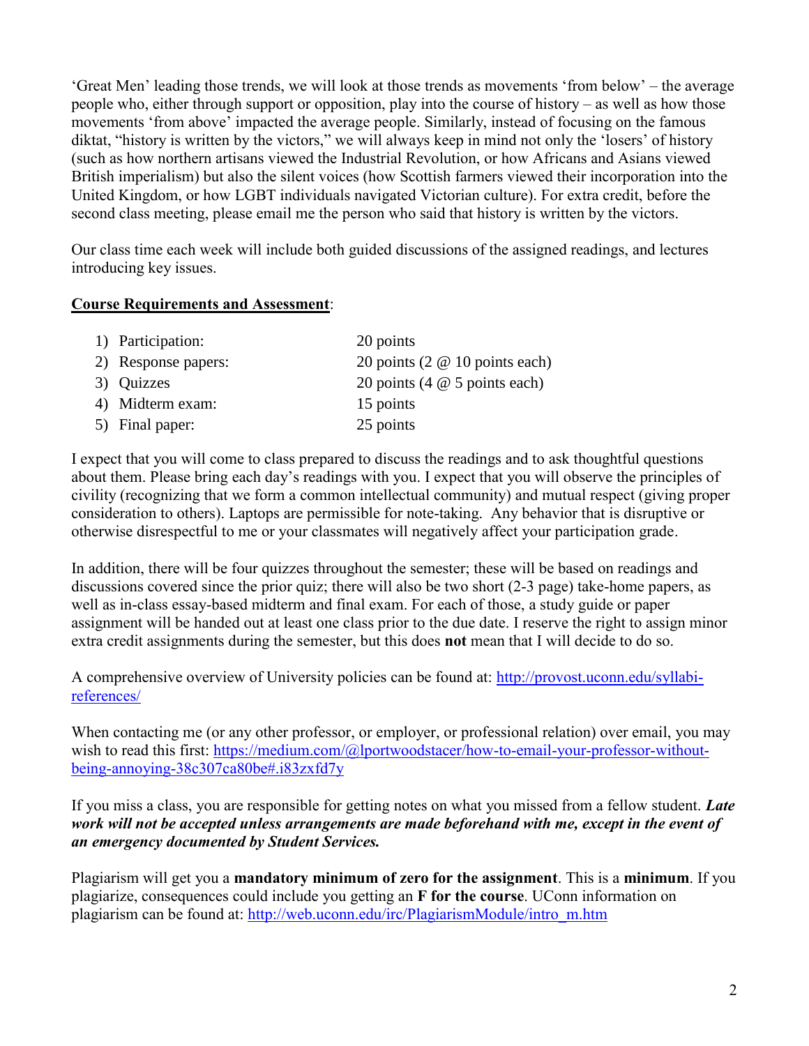'Great Men' leading those trends, we will look at those trends as movements 'from below' – the average people who, either through support or opposition, play into the course of history – as well as how those movements 'from above' impacted the average people. Similarly, instead of focusing on the famous diktat, "history is written by the victors," we will always keep in mind not only the 'losers' of history (such as how northern artisans viewed the Industrial Revolution, or how Africans and Asians viewed British imperialism) but also the silent voices (how Scottish farmers viewed their incorporation into the United Kingdom, or how LGBT individuals navigated Victorian culture). For extra credit, before the second class meeting, please email me the person who said that history is written by the victors.

Our class time each week will include both guided discussions of the assigned readings, and lectures introducing key issues.

**Course Requirements and Assessment**:

1) Participation: 20 points
2) Response papers: 20 points (2 @ 10 points each)
3) Quizzes 20 points (4 @ 5 points each)
4) Midterm exam: 15 points
5) Final paper: 25 points

I expect that you will come to class prepared to discuss the readings and to ask thoughtful questions about them. Please bring each day's readings with you. I expect that you will observe the principles of civility (recognizing that we form a common intellectual community) and mutual respect (giving proper consideration to others). Laptops are permissible for note-taking. Any behavior that is disruptive or otherwise disrespectful to me or your classmates will negatively affect your participation grade.

In addition, there will be four quizzes throughout the semester; these will be based on readings and discussions covered since the prior quiz; there will also be two short (2-3 page) take-home papers, as well as in-class essay-based midterm and final exam. For each of those, a study guide or paper assignment will be handed out at least one class prior to the due date. I reserve the right to assign minor extra credit assignments during the semester, but this does **not** mean that I will decide to do so.

A comprehensive overview of University policies can be found at: [http://provost.uconn.edu/syllabi-references/](http://provost.uconn.edu/syllabi-references/)

When contacting me (or any other professor, or employer, or professional relation) over email, you may wish to read this first: [https://medium.com/@lportwoodstacer/how-to-email-your-professor-without-being-annoying-38c307ca80be#.i83zxfd7y](https://medium.com/@lportwoodstacer/how-to-email-your-professor-without-being-annoying-38c307ca80be#.i83zxfd7y)

If you miss a class, you are responsible for getting notes on what you missed from a fellow student. ***Late work will not be accepted unless arrangements are made beforehand with me, except in the event of an emergency documented by Student Services.***

Plagiarism will get you a **mandatory minimum of zero for the assignment**. This is a **minimum**. If you plagiarize, consequences could include you getting an **F for the course**. UConn information on plagiarism can be found at: [http://web.uconn.edu/irc/PlagiarismModule/intro_m.htm](http://web.uconn.edu/irc/PlagiarismModule/intro_m.htm)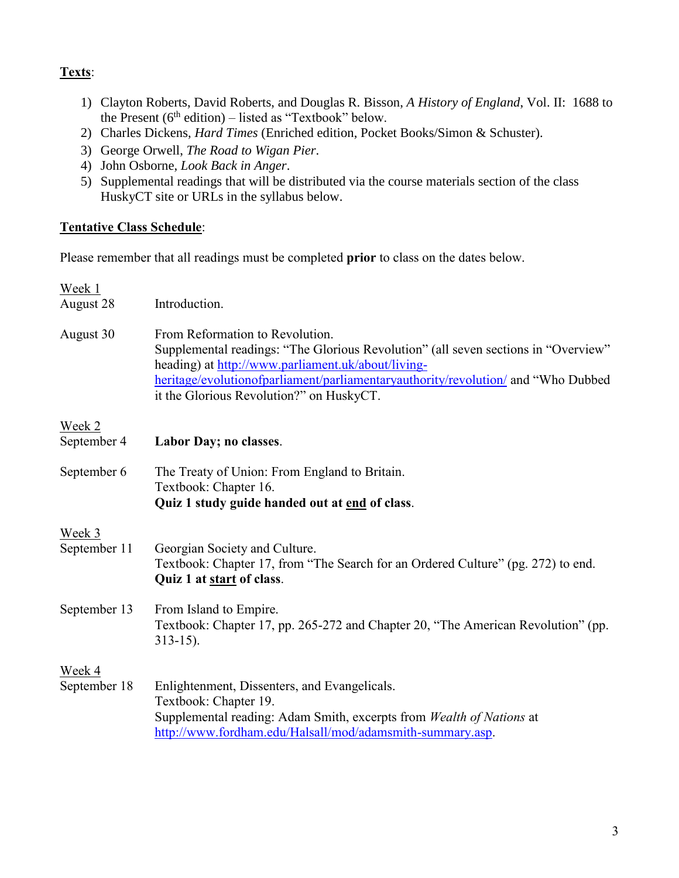**<u>Texts</u>**:

1) Clayton Roberts, David Roberts, and Douglas R. Bisson, *A History of England*, Vol. II: 1688 to the Present ($6^{th}$ edition) – listed as "Textbook" below.
2) Charles Dickens, *Hard Times* (Enriched edition, Pocket Books/Simon & Schuster).
3) George Orwell, *The Road to Wigan Pier*.
4) John Osborne, *Look Back in Anger*.
5) Supplemental readings that will be distributed via the course materials section of the class HuskyCT site or URLs in the syllabus below.

**<u>Tentative Class Schedule</u>**:

Please remember that all readings must be completed **prior** to class on the dates below.

<u>Week 1</u>

August 28 — Introduction.

August 30 — From Reformation to Revolution.
Supplemental readings: "The Glorious Revolution" (all seven sections in "Overview" heading) at [http://www.parliament.uk/about/living-heritage/evolutionofparliament/parliamentaryauthority/revolution/](http://www.parliament.uk/about/living-heritage/evolutionofparliament/parliamentaryauthority/revolution/) and "Who Dubbed it the Glorious Revolution?" on HuskyCT.

<u>Week 2</u>

September 4 — **Labor Day; no classes**.

September 6 — The Treaty of Union: From England to Britain.
Textbook: Chapter 16.
**Quiz 1 study guide handed out at <u>end</u> of class**.

<u>Week 3</u>

September 11 — Georgian Society and Culture.
Textbook: Chapter 17, from "The Search for an Ordered Culture" (pg. 272) to end.
**Quiz 1 at <u>start</u> of class**.

September 13 — From Island to Empire.
Textbook: Chapter 17, pp. 265-272 and Chapter 20, "The American Revolution" (pp. 313-15).

<u>Week 4</u>

September 18 — Enlightenment, Dissenters, and Evangelicals.
Textbook: Chapter 19.
Supplemental reading: Adam Smith, excerpts from *Wealth of Nations* at [http://www.fordham.edu/Halsall/mod/adamsmith-summary.asp](http://www.fordham.edu/Halsall/mod/adamsmith-summary.asp).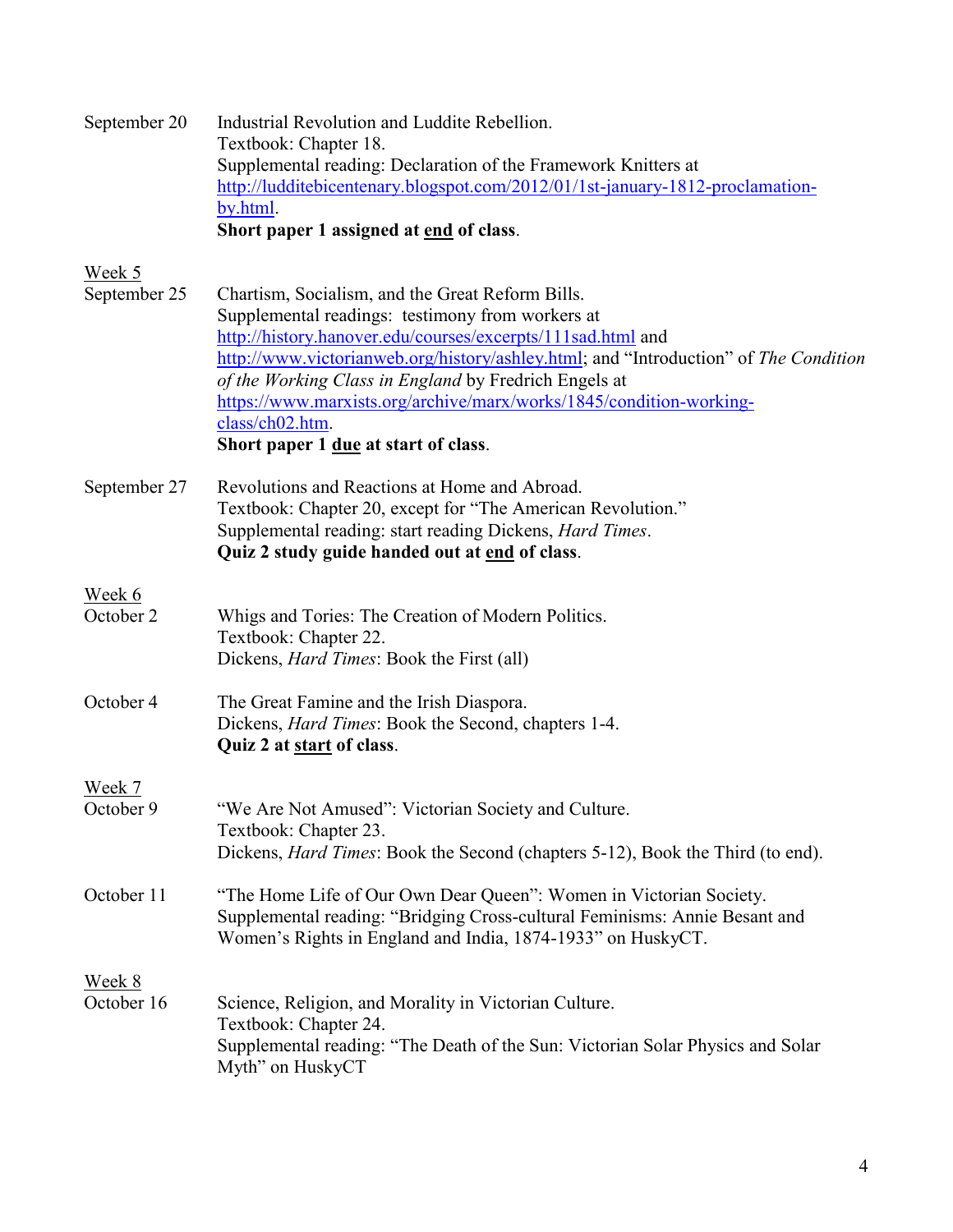September 20 Industrial Revolution and Luddite Rebellion.
Textbook: Chapter 18.
Supplemental reading: Declaration of the Framework Knitters at [http://ludditebicentenary.blogspot.com/2012/01/1st-january-1812-proclamation-by.html](http://ludditebicentenary.blogspot.com/2012/01/1st-january-1812-proclamation-by.html).
**Short paper 1 assigned at <u>end</u> of class**.

<u>Week 5</u>

September 25 Chartism, Socialism, and the Great Reform Bills.
Supplemental readings: testimony from workers at [http://history.hanover.edu/courses/excerpts/111sad.html](http://history.hanover.edu/courses/excerpts/111sad.html) and [http://www.victorianweb.org/history/ashley.html](http://www.victorianweb.org/history/ashley.html); and "Introduction" of *The Condition of the Working Class in England* by Fredrich Engels at [https://www.marxists.org/archive/marx/works/1845/condition-working-class/ch02.htm](https://www.marxists.org/archive/marx/works/1845/condition-working-class/ch02.htm).
**Short paper 1 <u>due</u> at start of class**.

September 27 Revolutions and Reactions at Home and Abroad.
Textbook: Chapter 20, except for "The American Revolution."
Supplemental reading: start reading Dickens, *Hard Times*.
**Quiz 2 study guide handed out at <u>end</u> of class**.

<u>Week 6</u>

October 2 Whigs and Tories: The Creation of Modern Politics.
Textbook: Chapter 22.
Dickens, *Hard Times*: Book the First (all)

October 4 The Great Famine and the Irish Diaspora.
Dickens, *Hard Times*: Book the Second, chapters 1-4.
**Quiz 2 at <u>start</u> of class**.

<u>Week 7</u>

October 9 "We Are Not Amused": Victorian Society and Culture.
Textbook: Chapter 23.
Dickens, *Hard Times*: Book the Second (chapters 5-12), Book the Third (to end).

October 11 "The Home Life of Our Own Dear Queen": Women in Victorian Society.
Supplemental reading: "Bridging Cross-cultural Feminisms: Annie Besant and Women's Rights in England and India, 1874-1933" on HuskyCT.

<u>Week 8</u>

October 16 Science, Religion, and Morality in Victorian Culture.
Textbook: Chapter 24.
Supplemental reading: "The Death of the Sun: Victorian Solar Physics and Solar Myth" on HuskyCT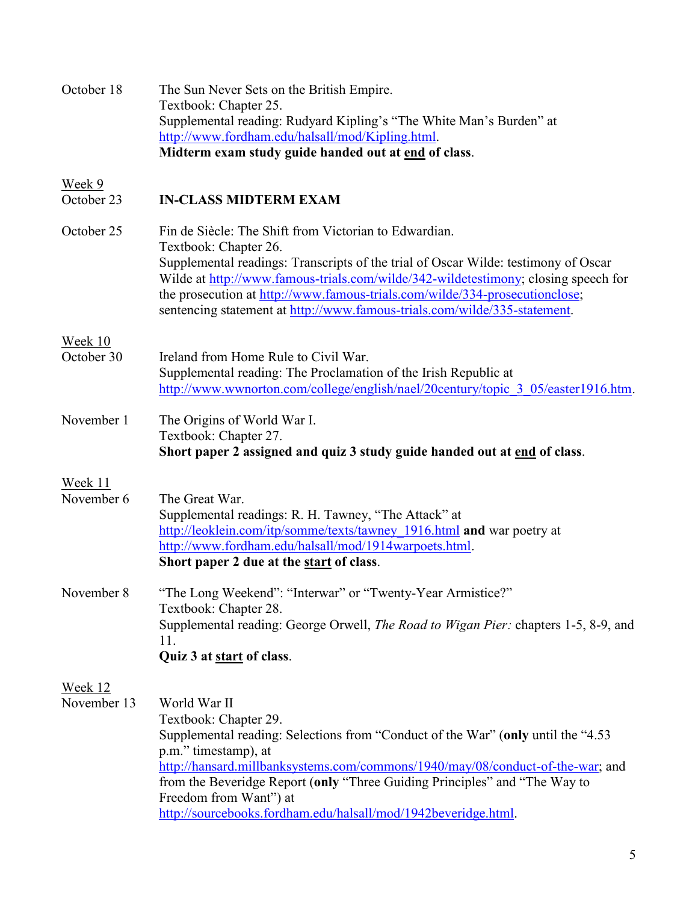October 18 — The Sun Never Sets on the British Empire.
Textbook: Chapter 25.
Supplemental reading: Rudyard Kipling's "The White Man's Burden" at http://www.fordham.edu/halsall/mod/Kipling.html.
**Midterm exam study guide handed out at end of class**.

Week 9

October 23 — **IN-CLASS MIDTERM EXAM**

October 25 — Fin de Siècle: The Shift from Victorian to Edwardian.
Textbook: Chapter 26.
Supplemental readings: Transcripts of the trial of Oscar Wilde: testimony of Oscar Wilde at http://www.famous-trials.com/wilde/342-wildetestimony; closing speech for the prosecution at http://www.famous-trials.com/wilde/334-prosecutionclose; sentencing statement at http://www.famous-trials.com/wilde/335-statement.

Week 10

October 30 — Ireland from Home Rule to Civil War.
Supplemental reading: The Proclamation of the Irish Republic at http://www.wwnorton.com/college/english/nael/20century/topic_3_05/easter1916.htm.

November 1 — The Origins of World War I.
Textbook: Chapter 27.
**Short paper 2 assigned and quiz 3 study guide handed out at end of class**.

Week 11

November 6 — The Great War.
Supplemental readings: R. H. Tawney, "The Attack" at http://leoklein.com/itp/somme/texts/tawney_1916.html **and** war poetry at http://www.fordham.edu/halsall/mod/1914warpoets.html.
**Short paper 2 due at the start of class**.

November 8 — "The Long Weekend": "Interwar" or "Twenty-Year Armistice?"
Textbook: Chapter 28.
Supplemental reading: George Orwell, *The Road to Wigan Pier:* chapters 1-5, 8-9, and 11.
**Quiz 3 at start of class**.

Week 12

November 13 — World War II
Textbook: Chapter 29.
Supplemental reading: Selections from "Conduct of the War" (**only** until the "4.53 p.m." timestamp), at http://hansard.millbanksystems.com/commons/1940/may/08/conduct-of-the-war; and from the Beveridge Report (**only** "Three Guiding Principles" and "The Way to Freedom from Want") at http://sourcebooks.fordham.edu/halsall/mod/1942beveridge.html.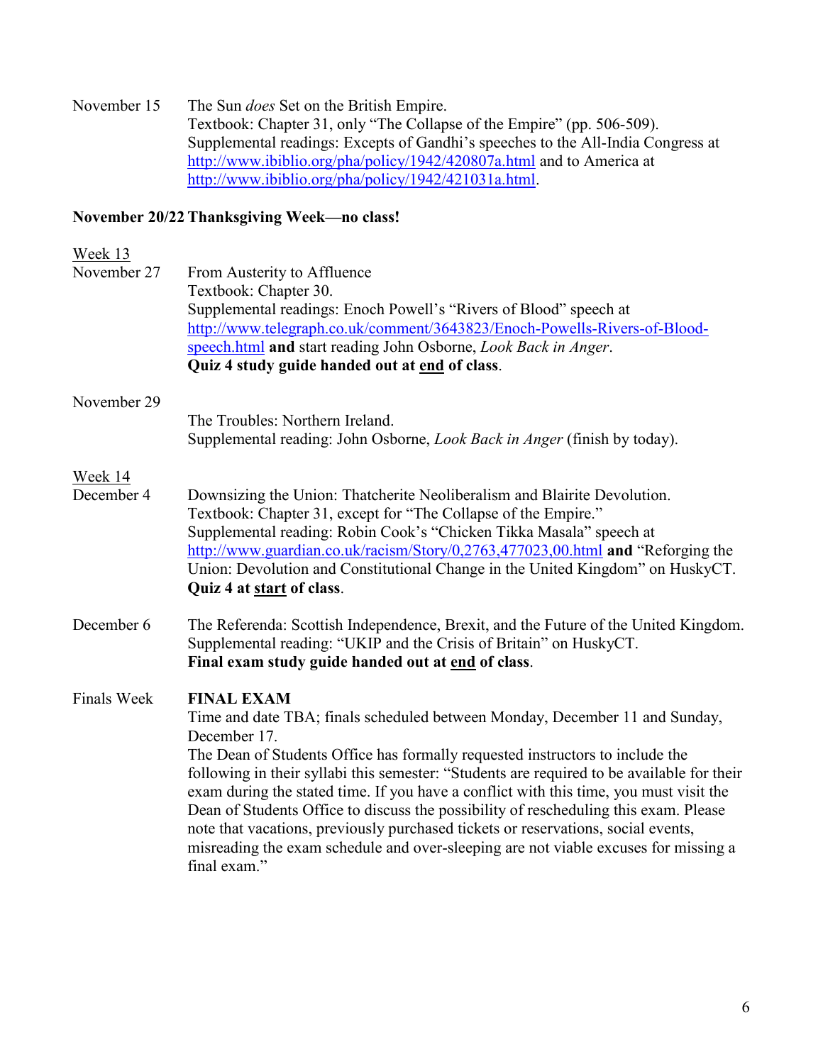November 15 — The Sun *does* Set on the British Empire.
Textbook: Chapter 31, only "The Collapse of the Empire" (pp. 506-509).
Supplemental readings: Excepts of Gandhi's speeches to the All-India Congress at http://www.ibiblio.org/pha/policy/1942/420807a.html and to America at http://www.ibiblio.org/pha/policy/1942/421031a.html.

**November 20/22 Thanksgiving Week—no class!**

Week 13

November 27 — From Austerity to Affluence
Textbook: Chapter 30.
Supplemental readings: Enoch Powell's "Rivers of Blood" speech at http://www.telegraph.co.uk/comment/3643823/Enoch-Powells-Rivers-of-Blood-speech.html **and** start reading John Osborne, *Look Back in Anger*.
**Quiz 4 study guide handed out at end of class**.

November 29 — The Troubles: Northern Ireland.
Supplemental reading: John Osborne, *Look Back in Anger* (finish by today).

Week 14

December 4 — Downsizing the Union: Thatcherite Neoliberalism and Blairite Devolution.
Textbook: Chapter 31, except for "The Collapse of the Empire."
Supplemental reading: Robin Cook's "Chicken Tikka Masala" speech at http://www.guardian.co.uk/racism/Story/0,2763,477023,00.html **and** "Reforging the Union: Devolution and Constitutional Change in the United Kingdom" on HuskyCT.
**Quiz 4 at start of class**.

December 6 — The Referenda: Scottish Independence, Brexit, and the Future of the United Kingdom.
Supplemental reading: "UKIP and the Crisis of Britain" on HuskyCT.
**Final exam study guide handed out at end of class**.

Finals Week — **FINAL EXAM**
Time and date TBA; finals scheduled between Monday, December 11 and Sunday, December 17.
The Dean of Students Office has formally requested instructors to include the following in their syllabi this semester: "Students are required to be available for their exam during the stated time. If you have a conflict with this time, you must visit the Dean of Students Office to discuss the possibility of rescheduling this exam. Please note that vacations, previously purchased tickets or reservations, social events, misreading the exam schedule and over-sleeping are not viable excuses for missing a final exam."